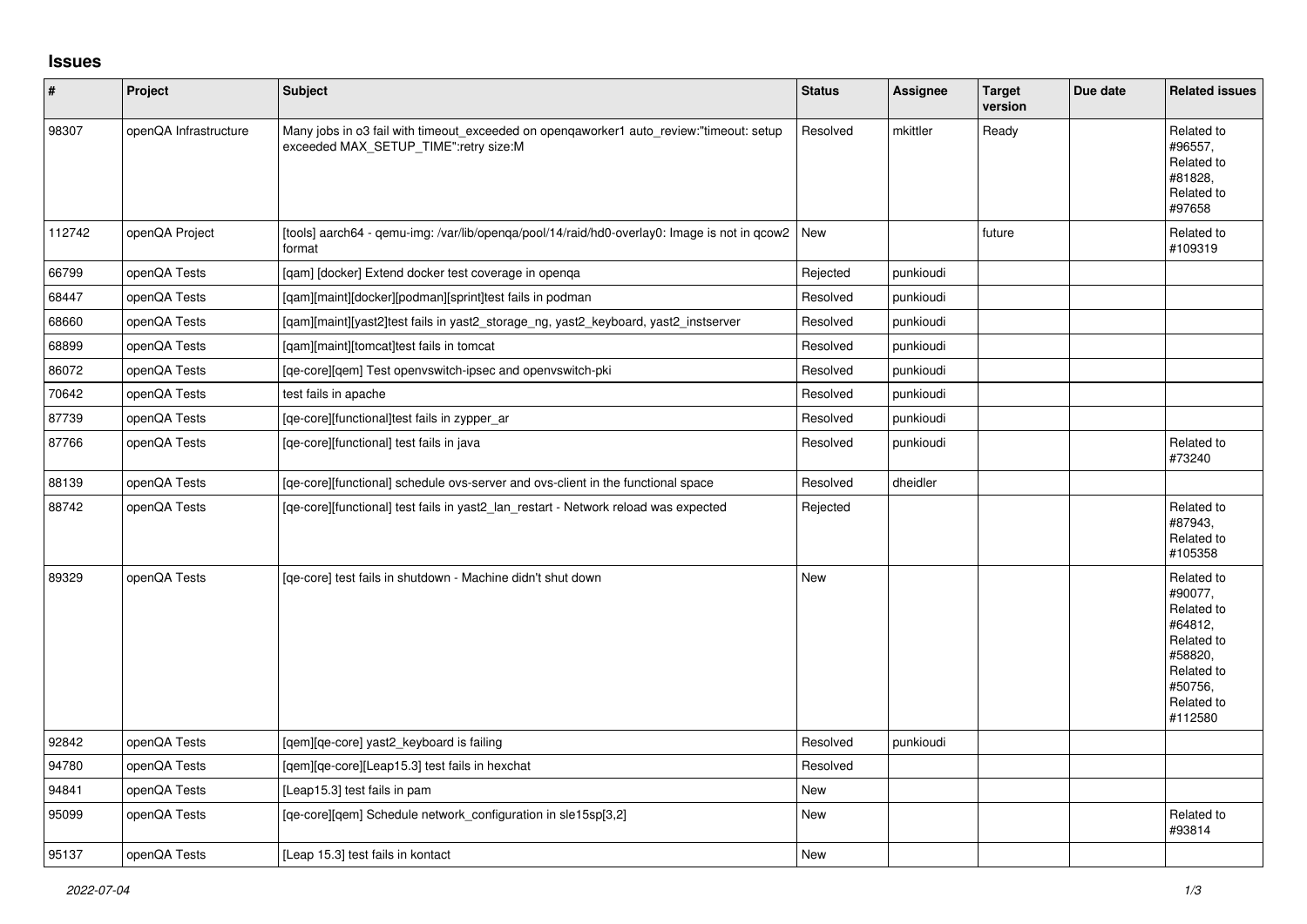## Issues

| # | Project | Subject | Status | Assignee | Target version | Due date | Related issues |
|---|---|---|---|---|---|---|---|
| 98307 | openQA Infrastructure | Many jobs in o3 fail with timeout_exceeded on openqaworker1 auto_review:"timeout: setup exceeded MAX_SETUP_TIME":retry size:M | Resolved | mkittler | Ready | | Related to #96557, Related to #81828, Related to #97658 |
| 112742 | openQA Project | [tools] aarch64 - qemu-img: /var/lib/openqa/pool/14/raid/hd0-overlay0: Image is not in qcow2 format | New | | future | | Related to #109319 |
| 66799 | openQA Tests | [qam] [docker] Extend docker test coverage in openqa | Rejected | punkioudi | | | |
| 68447 | openQA Tests | [qam][maint][docker][podman][sprint]test fails in podman | Resolved | punkioudi | | | |
| 68660 | openQA Tests | [qam][maint][yast2]test fails in yast2_storage_ng, yast2_keyboard, yast2_instserver | Resolved | punkioudi | | | |
| 68899 | openQA Tests | [qam][maint][tomcat]test fails in tomcat | Resolved | punkioudi | | | |
| 86072 | openQA Tests | [qe-core][qem] Test openvswitch-ipsec and openvswitch-pki | Resolved | punkioudi | | | |
| 70642 | openQA Tests | test fails in apache | Resolved | punkioudi | | | |
| 87739 | openQA Tests | [qe-core][functional]test fails in zypper_ar | Resolved | punkioudi | | | |
| 87766 | openQA Tests | [qe-core][functional] test fails in java | Resolved | punkioudi | | | Related to #73240 |
| 88139 | openQA Tests | [qe-core][functional] schedule ovs-server and ovs-client in the functional space | Resolved | dheidler | | | |
| 88742 | openQA Tests | [qe-core][functional] test fails in yast2_lan_restart - Network reload was expected | Rejected | | | | Related to #87943, Related to #105358 |
| 89329 | openQA Tests | [qe-core] test fails in shutdown - Machine didn't shut down | New | | | | Related to #90077, Related to #64812, Related to #58820, Related to #50756, Related to #112580 |
| 92842 | openQA Tests | [qem][qe-core] yast2_keyboard is failing | Resolved | punkioudi | | | |
| 94780 | openQA Tests | [qem][qe-core][Leap15.3] test fails in hexchat | Resolved | | | | |
| 94841 | openQA Tests | [Leap15.3] test fails in pam | New | | | | |
| 95099 | openQA Tests | [qe-core][qem] Schedule network_configuration in sle15sp[3,2] | New | | | | Related to #93814 |
| 95137 | openQA Tests | [Leap 15.3] test fails in kontact | New | | | | |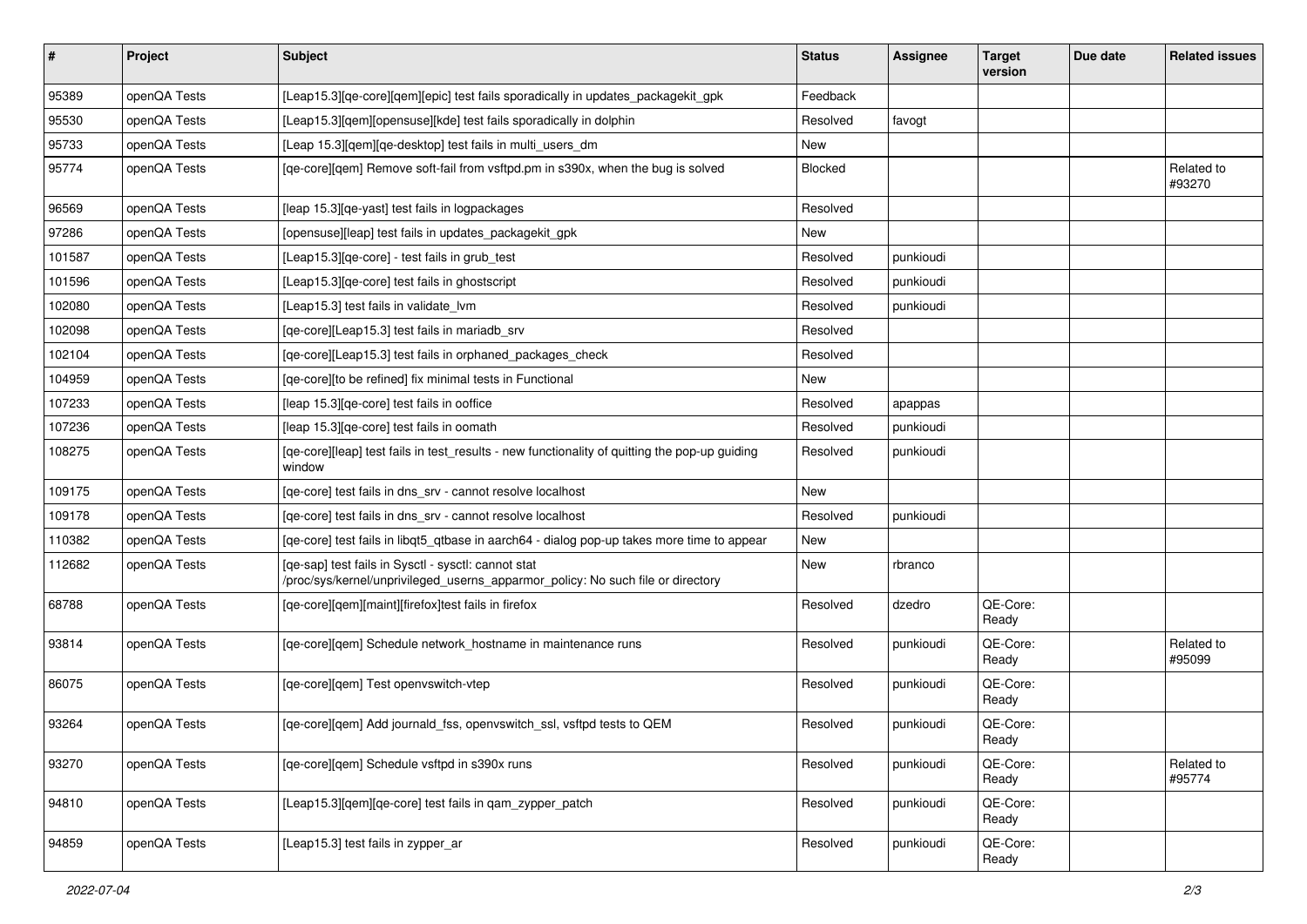| # | Project | Subject | Status | Assignee | Target version | Due date | Related issues |
|---|---|---|---|---|---|---|---|
| 95389 | openQA Tests | [Leap15.3][qe-core][qem][epic] test fails sporadically in updates_packagekit_gpk | Feedback | | | | |
| 95530 | openQA Tests | [Leap15.3][qem][opensuse][kde] test fails sporadically in dolphin | Resolved | favogt | | | |
| 95733 | openQA Tests | [Leap 15.3][qem][qe-desktop] test fails in multi_users_dm | New | | | | |
| 95774 | openQA Tests | [qe-core][qem] Remove soft-fail from vsftpd.pm in s390x, when the bug is solved | Blocked | | | | Related to #93270 |
| 96569 | openQA Tests | [leap 15.3][qe-yast] test fails in logpackages | Resolved | | | | |
| 97286 | openQA Tests | [opensuse][leap] test fails in updates_packagekit_gpk | New | | | | |
| 101587 | openQA Tests | [Leap15.3][qe-core] - test fails in grub_test | Resolved | punkioudi | | | |
| 101596 | openQA Tests | [Leap15.3][qe-core] test fails in ghostscript | Resolved | punkioudi | | | |
| 102080 | openQA Tests | [Leap15.3] test fails in validate_lvm | Resolved | punkioudi | | | |
| 102098 | openQA Tests | [qe-core][Leap15.3] test fails in mariadb_srv | Resolved | | | | |
| 102104 | openQA Tests | [qe-core][Leap15.3] test fails in orphaned_packages_check | Resolved | | | | |
| 104959 | openQA Tests | [qe-core][to be refined] fix minimal tests in Functional | New | | | | |
| 107233 | openQA Tests | [leap 15.3][qe-core] test fails in ooffice | Resolved | apappas | | | |
| 107236 | openQA Tests | [leap 15.3][qe-core] test fails in oomath | Resolved | punkioudi | | | |
| 108275 | openQA Tests | [qe-core][leap] test fails in test_results - new functionality of quitting the pop-up guiding window | Resolved | punkioudi | | | |
| 109175 | openQA Tests | [qe-core] test fails in dns_srv - cannot resolve localhost | New | | | | |
| 109178 | openQA Tests | [qe-core] test fails in dns_srv - cannot resolve localhost | Resolved | punkioudi | | | |
| 110382 | openQA Tests | [qe-core] test fails in libqt5_qtbase in aarch64 - dialog pop-up takes more time to appear | New | | | | |
| 112682 | openQA Tests | [qe-sap] test fails in Sysctl - sysctl: cannot stat /proc/sys/kernel/unprivileged_userns_apparmor_policy: No such file or directory | New | rbranco | | | |
| 68788 | openQA Tests | [qe-core][qem][maint][firefox]test fails in firefox | Resolved | dzedro | QE-Core: Ready | | |
| 93814 | openQA Tests | [qe-core][qem] Schedule network_hostname in maintenance runs | Resolved | punkioudi | QE-Core: Ready | | Related to #95099 |
| 86075 | openQA Tests | [qe-core][qem] Test openvswitch-vtep | Resolved | punkioudi | QE-Core: Ready | | |
| 93264 | openQA Tests | [qe-core][qem] Add journald_fss, openvswitch_ssl, vsftpd tests to QEM | Resolved | punkioudi | QE-Core: Ready | | |
| 93270 | openQA Tests | [qe-core][qem] Schedule vsftpd in s390x runs | Resolved | punkioudi | QE-Core: Ready | | Related to #95774 |
| 94810 | openQA Tests | [Leap15.3][qem][qe-core] test fails in qam_zypper_patch | Resolved | punkioudi | QE-Core: Ready | | |
| 94859 | openQA Tests | [Leap15.3] test fails in zypper_ar | Resolved | punkioudi | QE-Core: Ready | | |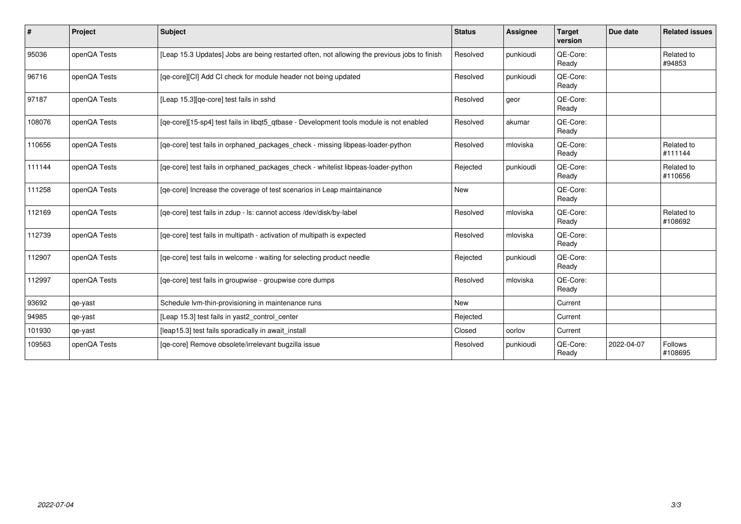| # | Project | Subject | Status | Assignee | Target version | Due date | Related issues |
|---|---|---|---|---|---|---|---|
| 95036 | openQA Tests | [Leap 15.3 Updates] Jobs are being restarted often, not allowing the previous jobs to finish | Resolved | punkioudi | QE-Core: Ready | | Related to #94853 |
| 96716 | openQA Tests | [qe-core][CI] Add CI check for module header not being updated | Resolved | punkioudi | QE-Core: Ready | | |
| 97187 | openQA Tests | [Leap 15.3][qe-core] test fails in sshd | Resolved | geor | QE-Core: Ready | | |
| 108076 | openQA Tests | [qe-core][15-sp4] test fails in libqt5_qtbase - Development tools module is not enabled | Resolved | akumar | QE-Core: Ready | | |
| 110656 | openQA Tests | [qe-core] test fails in orphaned_packages_check - missing libpeas-loader-python | Resolved | mloviska | QE-Core: Ready | | Related to #111144 |
| 111144 | openQA Tests | [qe-core] test fails in orphaned_packages_check - whitelist libpeas-loader-python | Rejected | punkioudi | QE-Core: Ready | | Related to #110656 |
| 111258 | openQA Tests | [qe-core] Increase the coverage of test scenarios in Leap maintainance | New | | QE-Core: Ready | | |
| 112169 | openQA Tests | [qe-core] test fails in zdup - ls: cannot access /dev/disk/by-label | Resolved | mloviska | QE-Core: Ready | | Related to #108692 |
| 112739 | openQA Tests | [qe-core] test fails in multipath - activation of multipath is expected | Resolved | mloviska | QE-Core: Ready | | |
| 112907 | openQA Tests | [qe-core] test fails in welcome - waiting for selecting product needle | Rejected | punkioudi | QE-Core: Ready | | |
| 112997 | openQA Tests | [qe-core] test fails in groupwise - groupwise core dumps | Resolved | mloviska | QE-Core: Ready | | |
| 93692 | qe-yast | Schedule lvm-thin-provisioning in maintenance runs | New | | Current | | |
| 94985 | qe-yast | [Leap 15.3] test fails in yast2_control_center | Rejected | | Current | | |
| 101930 | qe-yast | [leap15.3] test fails sporadically in await_install | Closed | oorlov | Current | | |
| 109563 | openQA Tests | [qe-core] Remove obsolete/irrelevant bugzilla issue | Resolved | punkioudi | QE-Core: Ready | 2022-04-07 | Follows #108695 |